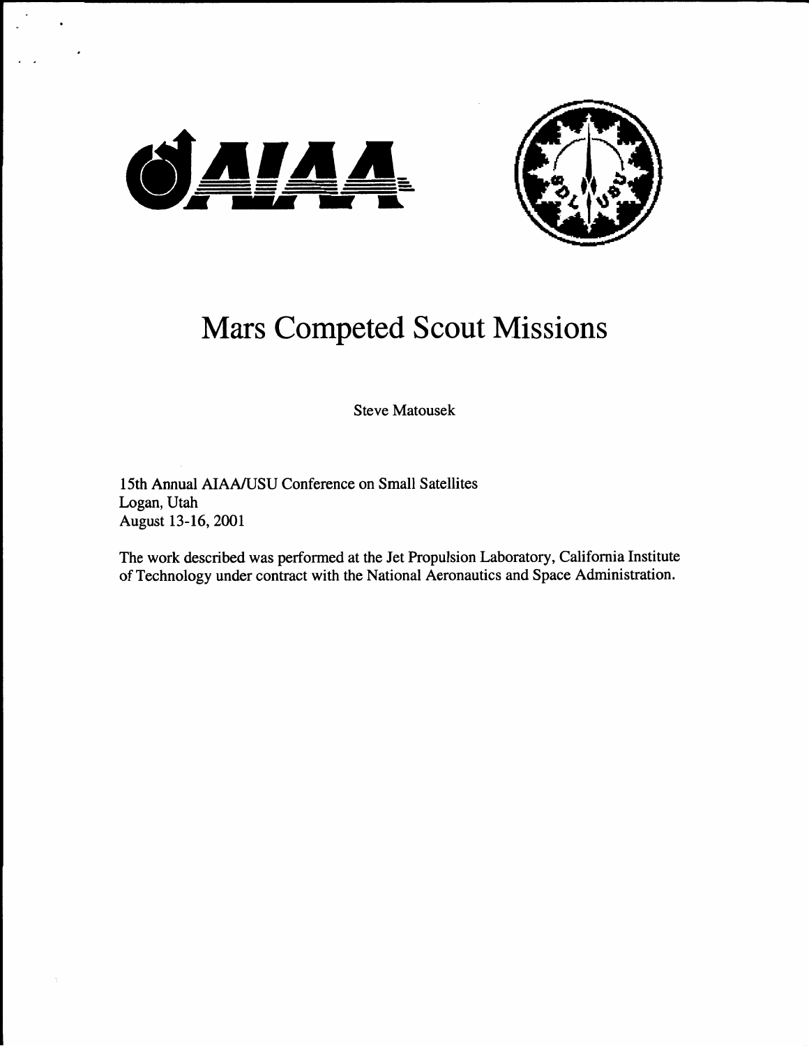# Mars Competed Scout Missions

Steve Matousek

15th Annual AIAA/USU Conference on Small Satellites
Logan, Utah
August 13-16, 2001

The work described was performed at the Jet Propulsion Laboratory, California Institute of Technology under contract with the National Aeronautics and Space Administration.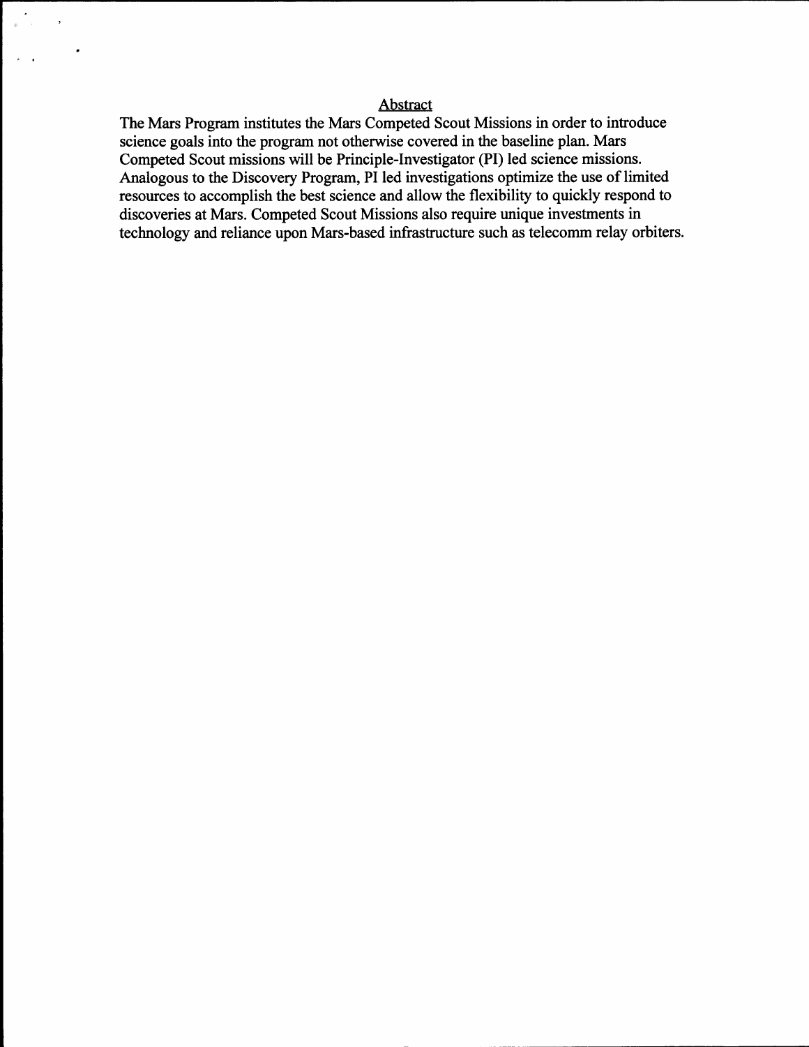## Abstract

The Mars Program institutes the Mars Competed Scout Missions in order to introduce science goals into the program not otherwise covered in the baseline plan. Mars Competed Scout missions will be Principle-Investigator (PI) led science missions. Analogous to the Discovery Program, PI led investigations optimize the use of limited resources to accomplish the best science and allow the flexibility to quickly respond to discoveries at Mars. Competed Scout Missions also require unique investments in technology and reliance upon Mars-based infrastructure such as telecomm relay orbiters.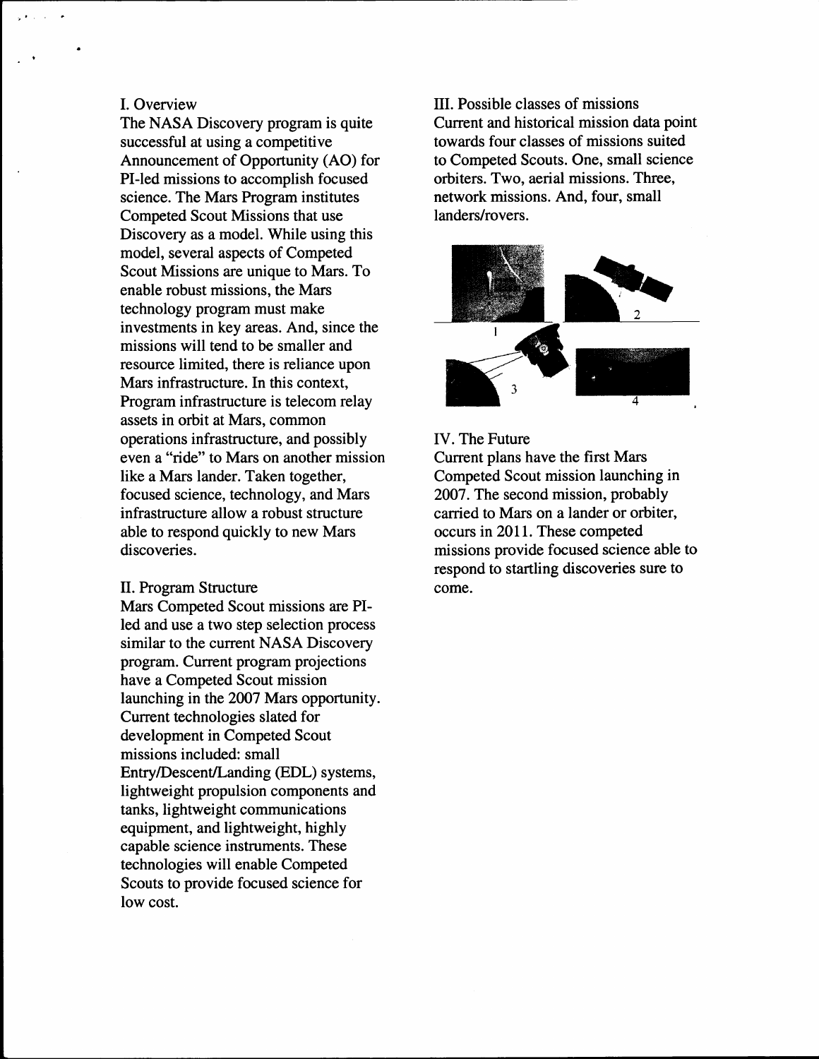## I. Overview

The NASA Discovery program is quite successful at using a competitive Announcement of Opportunity (AO) for PI-led missions to accomplish focused science. The Mars Program institutes Competed Scout Missions that use Discovery as a model. While using this model, several aspects of Competed Scout Missions are unique to Mars. To enable robust missions, the Mars technology program must make investments in key areas. And, since the missions will tend to be smaller and resource limited, there is reliance upon Mars infrastructure. In this context, Program infrastructure is telecom relay assets in orbit at Mars, common operations infrastructure, and possibly even a "ride" to Mars on another mission like a Mars lander. Taken together, focused science, technology, and Mars infrastructure allow a robust structure able to respond quickly to new Mars discoveries.

## II. Program Structure

Mars Competed Scout missions are PI-led and use a two step selection process similar to the current NASA Discovery program. Current program projections have a Competed Scout mission launching in the 2007 Mars opportunity. Current technologies slated for development in Competed Scout missions included: small Entry/Descent/Landing (EDL) systems, lightweight propulsion components and tanks, lightweight communications equipment, and lightweight, highly capable science instruments. These technologies will enable Competed Scouts to provide focused science for low cost.

## III. Possible classes of missions

Current and historical mission data point towards four classes of missions suited to Competed Scouts. One, small science orbiters. Two, aerial missions. Three, network missions. And, four, small landers/rovers.

1

2

3

4

## IV. The Future

Current plans have the first Mars Competed Scout mission launching in 2007. The second mission, probably carried to Mars on a lander or orbiter, occurs in 2011. These competed missions provide focused science able to respond to startling discoveries sure to come.